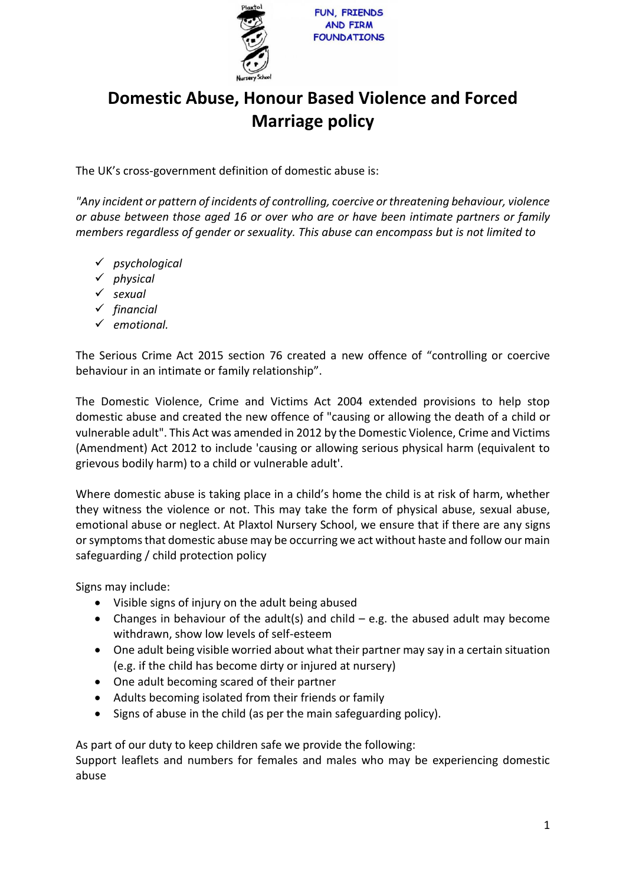FUN, FRIENDS AND FIRM FOUNDATIONS

# Domestic Abuse, Honour Based Violence and Forced Marriage policy

The UK's cross-government definition of domestic abuse is:

*"Any incident or pattern of incidents of controlling, coercive or threatening behaviour, violence or abuse between those aged 16 or over who are or have been intimate partners or family members regardless of gender or sexuality. This abuse can encompass but is not limited to*

- ✓ *psychological*
- ✓ *physical*
- ✓ *sexual*
- ✓ *financial*
- ✓ *emotional.*

The Serious Crime Act 2015 section 76 created a new offence of "controlling or coercive behaviour in an intimate or family relationship".

The Domestic Violence, Crime and Victims Act 2004 extended provisions to help stop domestic abuse and created the new offence of "causing or allowing the death of a child or vulnerable adult". This Act was amended in 2012 by the Domestic Violence, Crime and Victims (Amendment) Act 2012 to include 'causing or allowing serious physical harm (equivalent to grievous bodily harm) to a child or vulnerable adult'.

Where domestic abuse is taking place in a child's home the child is at risk of harm, whether they witness the violence or not. This may take the form of physical abuse, sexual abuse, emotional abuse or neglect. At Plaxtol Nursery School, we ensure that if there are any signs or symptoms that domestic abuse may be occurring we act without haste and follow our main safeguarding / child protection policy

Signs may include:

- Visible signs of injury on the adult being abused
- Changes in behaviour of the adult(s) and child – e.g. the abused adult may become withdrawn, show low levels of self-esteem
- One adult being visible worried about what their partner may say in a certain situation (e.g. if the child has become dirty or injured at nursery)
- One adult becoming scared of their partner
- Adults becoming isolated from their friends or family
- Signs of abuse in the child (as per the main safeguarding policy).

As part of our duty to keep children safe we provide the following:
Support leaflets and numbers for females and males who may be experiencing domestic abuse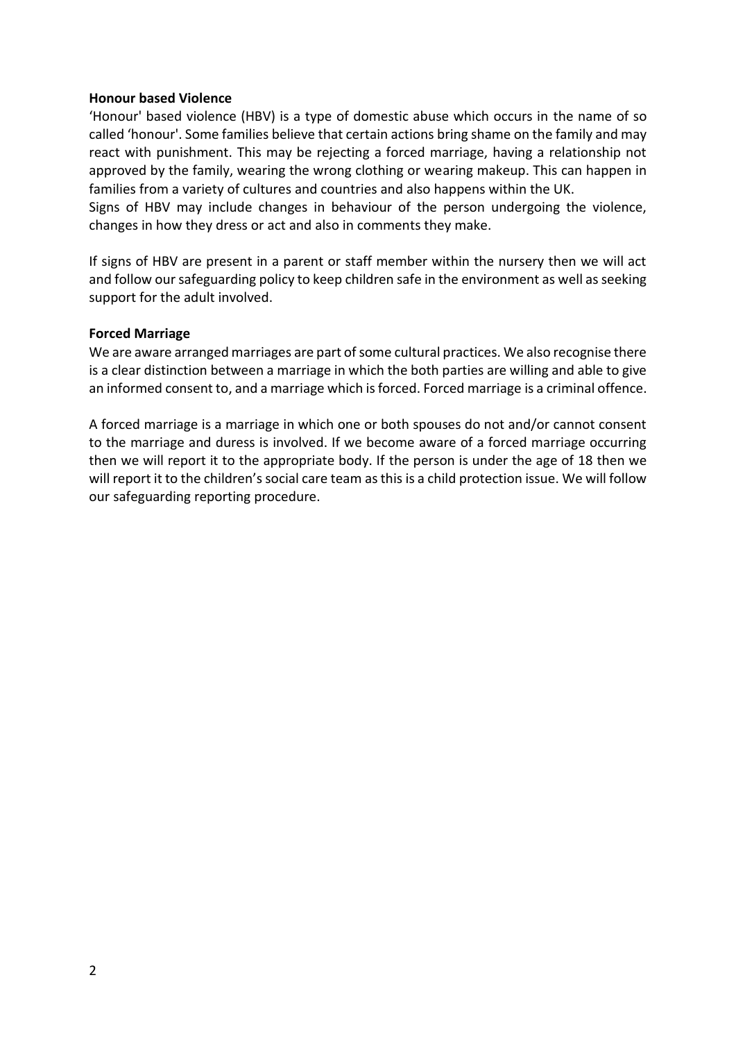**Honour based Violence**

'Honour' based violence (HBV) is a type of domestic abuse which occurs in the name of so called 'honour'. Some families believe that certain actions bring shame on the family and may react with punishment. This may be rejecting a forced marriage, having a relationship not approved by the family, wearing the wrong clothing or wearing makeup. This can happen in families from a variety of cultures and countries and also happens within the UK.

Signs of HBV may include changes in behaviour of the person undergoing the violence, changes in how they dress or act and also in comments they make.

If signs of HBV are present in a parent or staff member within the nursery then we will act and follow our safeguarding policy to keep children safe in the environment as well as seeking support for the adult involved.

**Forced Marriage**

We are aware arranged marriages are part of some cultural practices. We also recognise there is a clear distinction between a marriage in which the both parties are willing and able to give an informed consent to, and a marriage which is forced. Forced marriage is a criminal offence.

A forced marriage is a marriage in which one or both spouses do not and/or cannot consent to the marriage and duress is involved. If we become aware of a forced marriage occurring then we will report it to the appropriate body. If the person is under the age of 18 then we will report it to the children's social care team as this is a child protection issue. We will follow our safeguarding reporting procedure.